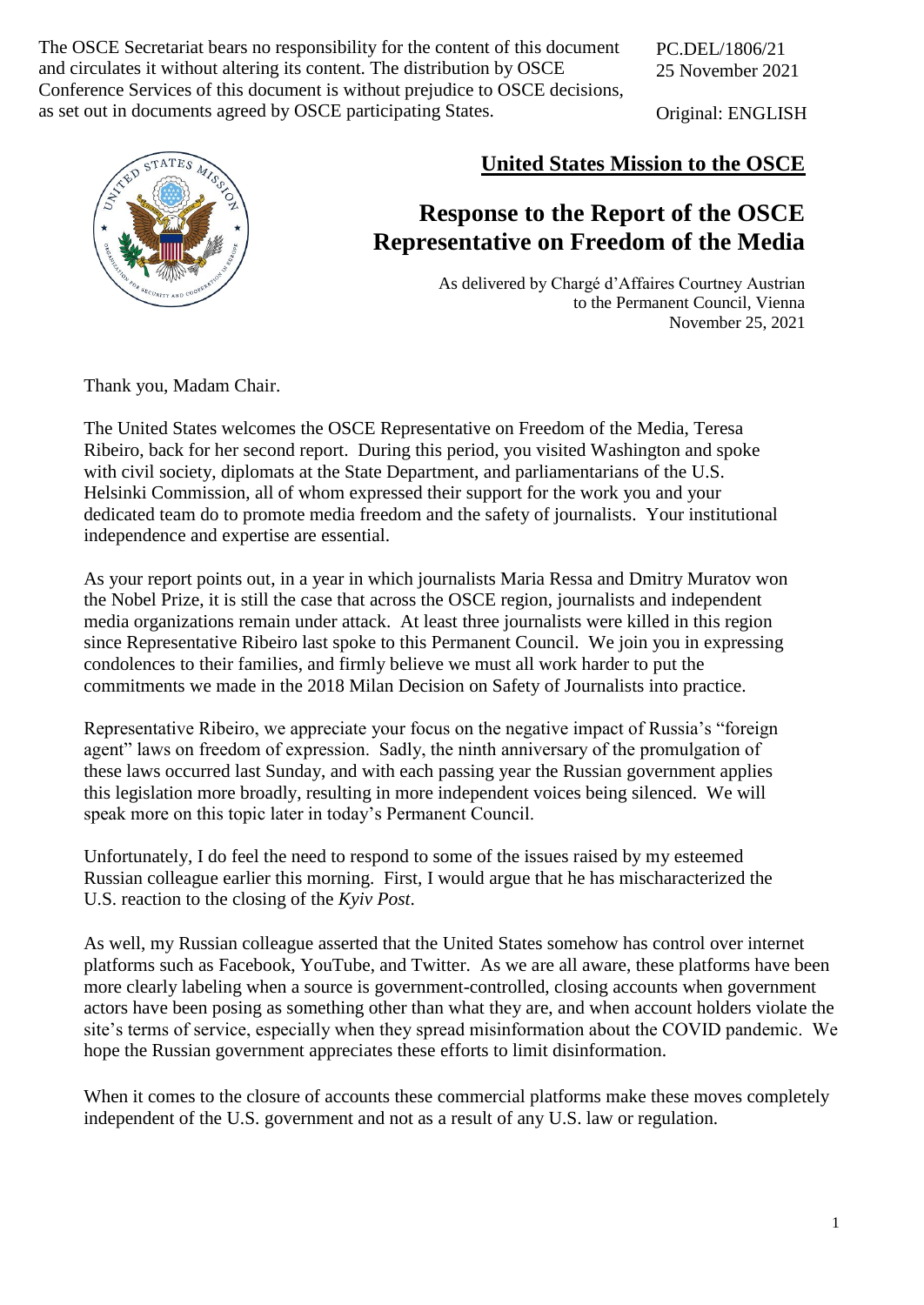The OSCE Secretariat bears no responsibility for the content of this document and circulates it without altering its content. The distribution by OSCE Conference Services of this document is without prejudice to OSCE decisions, as set out in documents agreed by OSCE participating States.

PC.DEL/1806/21
25 November 2021

Original: ENGLISH

**United States Mission to the OSCE**

# Response to the Report of the OSCE Representative on Freedom of the Media

As delivered by Chargé d'Affaires Courtney Austrian
to the Permanent Council, Vienna
November 25, 2021

Thank you, Madam Chair.

The United States welcomes the OSCE Representative on Freedom of the Media, Teresa Ribeiro, back for her second report. During this period, you visited Washington and spoke with civil society, diplomats at the State Department, and parliamentarians of the U.S. Helsinki Commission, all of whom expressed their support for the work you and your dedicated team do to promote media freedom and the safety of journalists. Your institutional independence and expertise are essential.

As your report points out, in a year in which journalists Maria Ressa and Dmitry Muratov won the Nobel Prize, it is still the case that across the OSCE region, journalists and independent media organizations remain under attack. At least three journalists were killed in this region since Representative Ribeiro last spoke to this Permanent Council. We join you in expressing condolences to their families, and firmly believe we must all work harder to put the commitments we made in the 2018 Milan Decision on Safety of Journalists into practice.

Representative Ribeiro, we appreciate your focus on the negative impact of Russia's "foreign agent" laws on freedom of expression. Sadly, the ninth anniversary of the promulgation of these laws occurred last Sunday, and with each passing year the Russian government applies this legislation more broadly, resulting in more independent voices being silenced. We will speak more on this topic later in today's Permanent Council.

Unfortunately, I do feel the need to respond to some of the issues raised by my esteemed Russian colleague earlier this morning. First, I would argue that he has mischaracterized the U.S. reaction to the closing of the *Kyiv Post*.

As well, my Russian colleague asserted that the United States somehow has control over internet platforms such as Facebook, YouTube, and Twitter. As we are all aware, these platforms have been more clearly labeling when a source is government-controlled, closing accounts when government actors have been posing as something other than what they are, and when account holders violate the site's terms of service, especially when they spread misinformation about the COVID pandemic. We hope the Russian government appreciates these efforts to limit disinformation.

When it comes to the closure of accounts these commercial platforms make these moves completely independent of the U.S. government and not as a result of any U.S. law or regulation.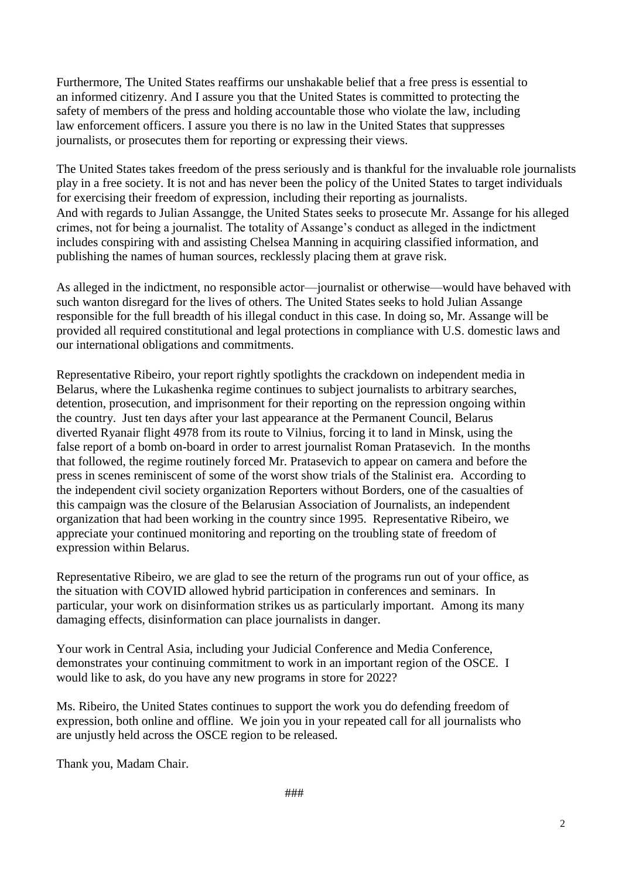Furthermore, The United States reaffirms our unshakable belief that a free press is essential to an informed citizenry. And I assure you that the United States is committed to protecting the safety of members of the press and holding accountable those who violate the law, including law enforcement officers. I assure you there is no law in the United States that suppresses journalists, or prosecutes them for reporting or expressing their views.

The United States takes freedom of the press seriously and is thankful for the invaluable role journalists play in a free society. It is not and has never been the policy of the United States to target individuals for exercising their freedom of expression, including their reporting as journalists.
And with regards to Julian Assangge, the United States seeks to prosecute Mr. Assange for his alleged crimes, not for being a journalist. The totality of Assange's conduct as alleged in the indictment includes conspiring with and assisting Chelsea Manning in acquiring classified information, and publishing the names of human sources, recklessly placing them at grave risk.

As alleged in the indictment, no responsible actor—journalist or otherwise—would have behaved with such wanton disregard for the lives of others. The United States seeks to hold Julian Assange responsible for the full breadth of his illegal conduct in this case. In doing so, Mr. Assange will be provided all required constitutional and legal protections in compliance with U.S. domestic laws and our international obligations and commitments.

Representative Ribeiro, your report rightly spotlights the crackdown on independent media in Belarus, where the Lukashenka regime continues to subject journalists to arbitrary searches, detention, prosecution, and imprisonment for their reporting on the repression ongoing within the country. Just ten days after your last appearance at the Permanent Council, Belarus diverted Ryanair flight 4978 from its route to Vilnius, forcing it to land in Minsk, using the false report of a bomb on-board in order to arrest journalist Roman Pratasevich. In the months that followed, the regime routinely forced Mr. Pratasevich to appear on camera and before the press in scenes reminiscent of some of the worst show trials of the Stalinist era. According to the independent civil society organization Reporters without Borders, one of the casualties of this campaign was the closure of the Belarusian Association of Journalists, an independent organization that had been working in the country since 1995. Representative Ribeiro, we appreciate your continued monitoring and reporting on the troubling state of freedom of expression within Belarus.

Representative Ribeiro, we are glad to see the return of the programs run out of your office, as the situation with COVID allowed hybrid participation in conferences and seminars. In particular, your work on disinformation strikes us as particularly important. Among its many damaging effects, disinformation can place journalists in danger.

Your work in Central Asia, including your Judicial Conference and Media Conference, demonstrates your continuing commitment to work in an important region of the OSCE. I would like to ask, do you have any new programs in store for 2022?

Ms. Ribeiro, the United States continues to support the work you do defending freedom of expression, both online and offline. We join you in your repeated call for all journalists who are unjustly held across the OSCE region to be released.

Thank you, Madam Chair.

###